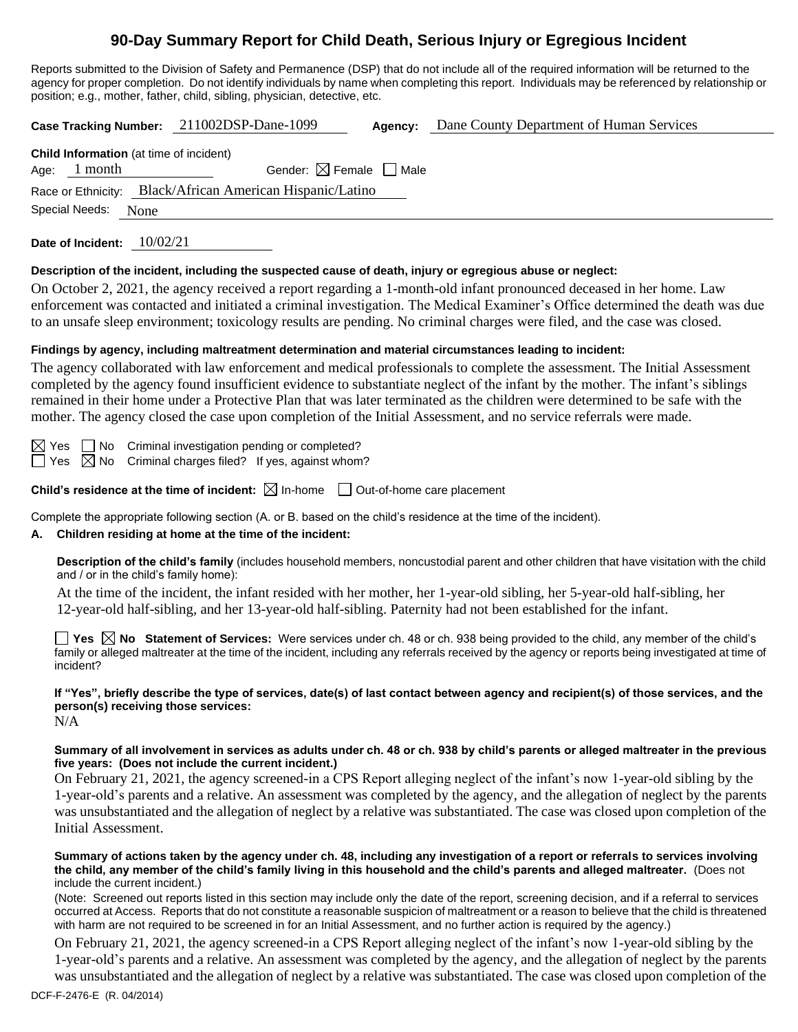# 90-Day Summary Report for Child Death, Serious Injury or Egregious Incident

Reports submitted to the Division of Safety and Permanence (DSP) that do not include all of the required information will be returned to the agency for proper completion. Do not identify individuals by name when completing this report. Individuals may be referenced by relationship or position; e.g., mother, father, child, sibling, physician, detective, etc.

**Case Tracking Number:** 211002DSP-Dane-1099 **Agency:** Dane County Department of Human Services

**Child Information** (at time of incident)

Age: 1 month Gender: ☒ Female ☐ Male

Race or Ethnicity: Black/African American Hispanic/Latino

Special Needs: None

**Date of Incident:** 10/02/21

**Description of the incident, including the suspected cause of death, injury or egregious abuse or neglect:**

On October 2, 2021, the agency received a report regarding a 1-month-old infant pronounced deceased in her home. Law enforcement was contacted and initiated a criminal investigation. The Medical Examiner's Office determined the death was due to an unsafe sleep environment; toxicology results are pending. No criminal charges were filed, and the case was closed.

**Findings by agency, including maltreatment determination and material circumstances leading to incident:**

The agency collaborated with law enforcement and medical professionals to complete the assessment. The Initial Assessment completed by the agency found insufficient evidence to substantiate neglect of the infant by the mother. The infant's siblings remained in their home under a Protective Plan that was later terminated as the children were determined to be safe with the mother. The agency closed the case upon completion of the Initial Assessment, and no service referrals were made.

☒ Yes ☐ No Criminal investigation pending or completed?

☐ Yes ☒ No Criminal charges filed? If yes, against whom?

**Child's residence at the time of incident:** ☒ In-home ☐ Out-of-home care placement

Complete the appropriate following section (A. or B. based on the child's residence at the time of the incident).

**A. Children residing at home at the time of the incident:**

**Description of the child's family** (includes household members, noncustodial parent and other children that have visitation with the child and / or in the child's family home):

At the time of the incident, the infant resided with her mother, her 1-year-old sibling, her 5-year-old half-sibling, her 12-year-old half-sibling, and her 13-year-old half-sibling. Paternity had not been established for the infant.

☐ **Yes** ☒ **No Statement of Services:** Were services under ch. 48 or ch. 938 being provided to the child, any member of the child's family or alleged maltreater at the time of the incident, including any referrals received by the agency or reports being investigated at time of incident?

**If "Yes", briefly describe the type of services, date(s) of last contact between agency and recipient(s) of those services, and the person(s) receiving those services:**

N/A

**Summary of all involvement in services as adults under ch. 48 or ch. 938 by child's parents or alleged maltreater in the previous five years: (Does not include the current incident.)**

On February 21, 2021, the agency screened-in a CPS Report alleging neglect of the infant's now 1-year-old sibling by the 1-year-old's parents and a relative. An assessment was completed by the agency, and the allegation of neglect by the parents was unsubstantiated and the allegation of neglect by a relative was substantiated. The case was closed upon completion of the Initial Assessment.

**Summary of actions taken by the agency under ch. 48, including any investigation of a report or referrals to services involving the child, any member of the child's family living in this household and the child's parents and alleged maltreater.** (Does not include the current incident.)

(Note: Screened out reports listed in this section may include only the date of the report, screening decision, and if a referral to services occurred at Access. Reports that do not constitute a reasonable suspicion of maltreatment or a reason to believe that the child is threatened with harm are not required to be screened in for an Initial Assessment, and no further action is required by the agency.)

On February 21, 2021, the agency screened-in a CPS Report alleging neglect of the infant's now 1-year-old sibling by the 1-year-old's parents and a relative. An assessment was completed by the agency, and the allegation of neglect by the parents was unsubstantiated and the allegation of neglect by a relative was substantiated. The case was closed upon completion of the

DCF-F-2476-E (R. 04/2014)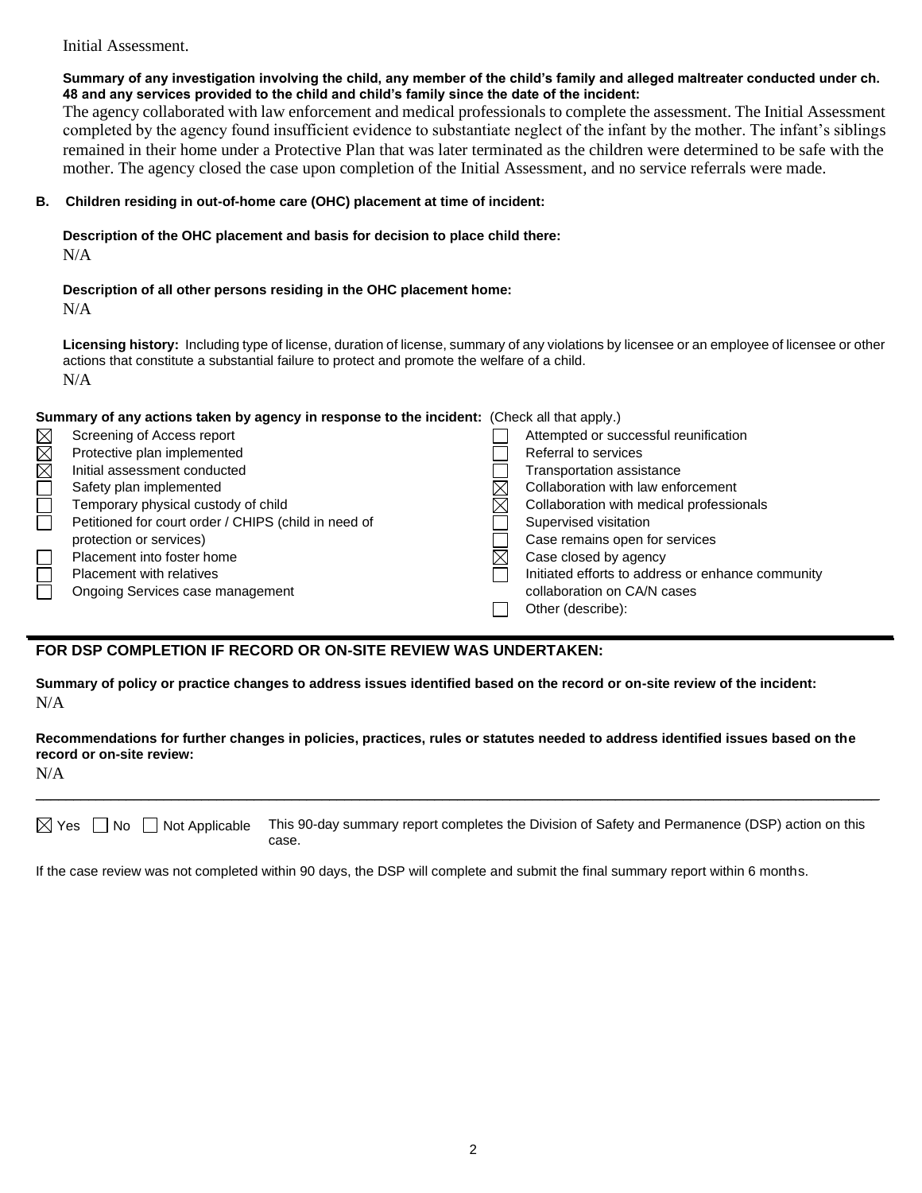Initial Assessment.

**Summary of any investigation involving the child, any member of the child's family and alleged maltreater conducted under ch. 48 and any services provided to the child and child's family since the date of the incident:**

The agency collaborated with law enforcement and medical professionals to complete the assessment. The Initial Assessment completed by the agency found insufficient evidence to substantiate neglect of the infant by the mother. The infant's siblings remained in their home under a Protective Plan that was later terminated as the children were determined to be safe with the mother. The agency closed the case upon completion of the Initial Assessment, and no service referrals were made.

**B. Children residing in out-of-home care (OHC) placement at time of incident:**

**Description of the OHC placement and basis for decision to place child there:**

N/A

**Description of all other persons residing in the OHC placement home:**

N/A

**Licensing history:** Including type of license, duration of license, summary of any violations by licensee or an employee of licensee or other actions that constitute a substantial failure to protect and promote the welfare of a child.

N/A

**Summary of any actions taken by agency in response to the incident:** (Check all that apply.)

- ☒ Screening of Access report
- ☒ Protective plan implemented
- ☒ Initial assessment conducted
- ☐ Safety plan implemented
- ☐ Temporary physical custody of child
- ☐ Petitioned for court order / CHIPS (child in need of protection or services)
- ☐ Placement into foster home
- ☐ Placement with relatives
- ☐ Ongoing Services case management
- ☐ Attempted or successful reunification
- ☐ Referral to services
- ☐ Transportation assistance
- ☒ Collaboration with law enforcement
- ☒ Collaboration with medical professionals
- ☐ Supervised visitation
- ☐ Case remains open for services
- ☒ Case closed by agency
- ☐ Initiated efforts to address or enhance community collaboration on CA/N cases
- ☐ Other (describe):

## FOR DSP COMPLETION IF RECORD OR ON-SITE REVIEW WAS UNDERTAKEN:

**Summary of policy or practice changes to address issues identified based on the record or on-site review of the incident:**

N/A

**Recommendations for further changes in policies, practices, rules or statutes needed to address identified issues based on the record or on-site review:**

N/A

---

☒ Yes ☐ No ☐ Not Applicable This 90-day summary report completes the Division of Safety and Permanence (DSP) action on this case.

If the case review was not completed within 90 days, the DSP will complete and submit the final summary report within 6 months.